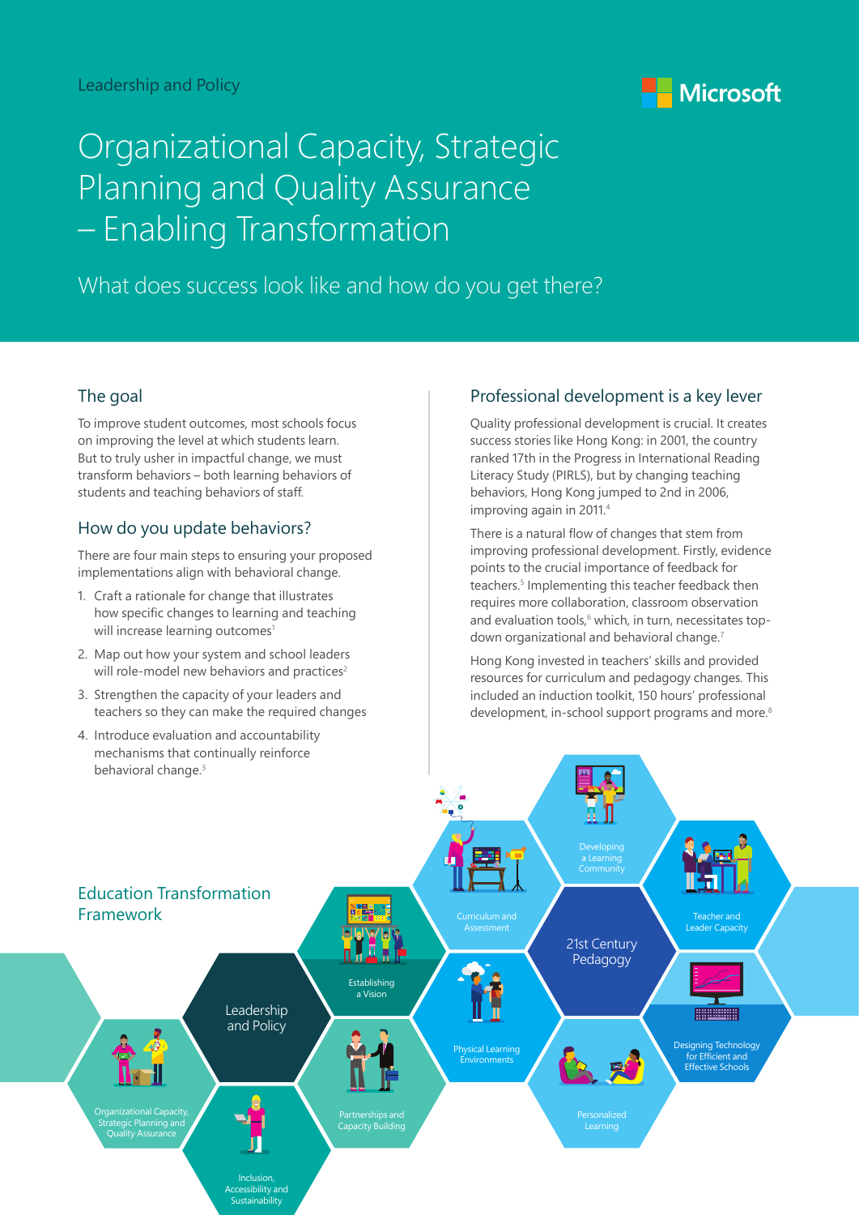Leadership and Policy

# Organizational Capacity, Strategic Planning and Quality Assurance – Enabling Transformation

What does success look like and how do you get there?

## The goal

To improve student outcomes, most schools focus on improving the level at which students learn. But to truly usher in impactful change, we must transform behaviors – both learning behaviors of students and teaching behaviors of staff.

## How do you update behaviors?

There are four main steps to ensuring your proposed implementations align with behavioral change.

1. Craft a rationale for change that illustrates how specific changes to learning and teaching will increase learning outcomes[1]
2. Map out how your system and school leaders will role-model new behaviors and practices[2]
3. Strengthen the capacity of your leaders and teachers so they can make the required changes
4. Introduce evaluation and accountability mechanisms that continually reinforce behavioral change.[3]

## Professional development is a key lever

Quality professional development is crucial. It creates success stories like Hong Kong: in 2001, the country ranked 17th in the Progress in International Reading Literacy Study (PIRLS), but by changing teaching behaviors, Hong Kong jumped to 2nd in 2006, improving again in 2011.[4]

There is a natural flow of changes that stem from improving professional development. Firstly, evidence points to the crucial importance of feedback for teachers.[5] Implementing this teacher feedback then requires more collaboration, classroom observation and evaluation tools,[6] which, in turn, necessitates top-down organizational and behavioral change.[7]

Hong Kong invested in teachers' skills and provided resources for curriculum and pedagogy changes. This included an induction toolkit, 150 hours' professional development, in-school support programs and more.[8]

## Education Transformation Framework

- Leadership and Policy
  - Establishing a Vision
  - Partnerships and Capacity Building
  - Inclusion, Accessibility and Sustainability
  - Organizational Capacity, Strategic Planning and Quality Assurance
- 21st Century Pedagogy
  - Curriculum and Assessment
  - Developing a Learning Community
  - Teacher and Leader Capacity
  - Designing Technology for Efficient and Effective Schools
  - Personalized Learning
  - Physical Learning Environments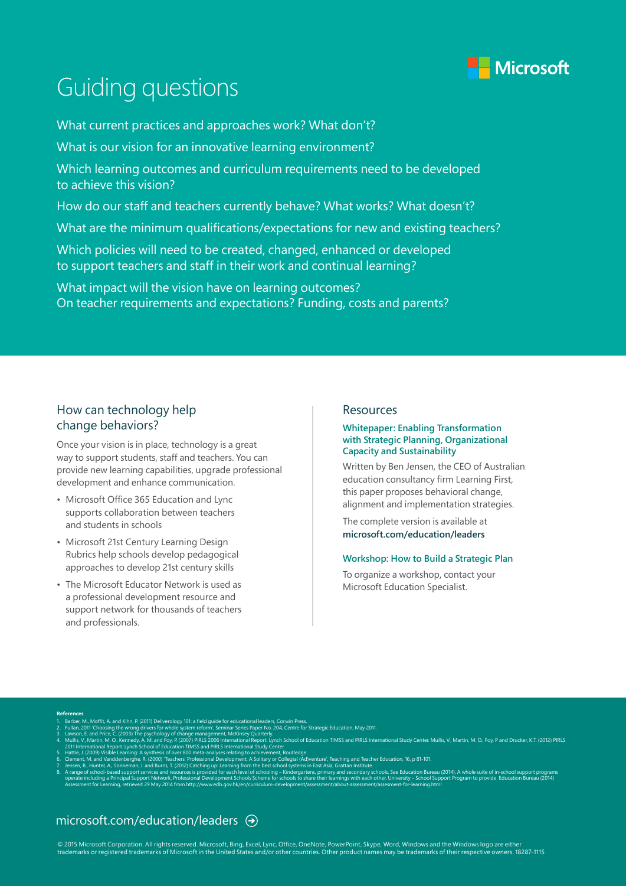Microsoft

# Guiding questions

What current practices and approaches work? What don't?

What is our vision for an innovative learning environment?

Which learning outcomes and curriculum requirements need to be developed to achieve this vision?

How do our staff and teachers currently behave? What works? What doesn't?

What are the minimum qualifications/expectations for new and existing teachers?

Which policies will need to be created, changed, enhanced or developed to support teachers and staff in their work and continual learning?

What impact will the vision have on learning outcomes? On teacher requirements and expectations? Funding, costs and parents?

## How can technology help change behaviors?

Once your vision is in place, technology is a great way to support students, staff and teachers. You can provide new learning capabilities, upgrade professional development and enhance communication.

- Microsoft Office 365 Education and Lync supports collaboration between teachers and students in schools
- Microsoft 21st Century Learning Design Rubrics help schools develop pedagogical approaches to develop 21st century skills
- The Microsoft Educator Network is used as a professional development resource and support network for thousands of teachers and professionals.

## Resources

### Whitepaper: Enabling Transformation with Strategic Planning, Organizational Capacity and Sustainability

Written by Ben Jensen, the CEO of Australian education consultancy firm Learning First, this paper proposes behavioral change, alignment and implementation strategies.

The complete version is available at **microsoft.com/education/leaders**

### Workshop: How to Build a Strategic Plan

To organize a workshop, contact your Microsoft Education Specialist.

**References**

1. Barber, M., Moffit, A. and Kihn, P. (2011) Deliverology 101: a field guide for educational leaders, Corwin Press.
2. Fullan, 2011 'Choosing the wrong drivers for whole system reform', Seminar Series Paper No. 204, Centre for Strategic Education, May 2011.
3. Lawson, E. and Price, C. (2003) The psychology of change management, McKinsey Quarterly.
4. Mullis, V., Martin, M. O., Kennedy, A. M. and Foy, P. (2007) PIRLS 2006 International Report. Lynch School of Education TIMSS and PIRLS International Study Center. Mullis, V., Martin, M. O., Foy, P and Drucker, K.T. (2012) PIRLS 2011 International Report. Lynch School of Education TIMSS and PIRLS International Study Center.
5. Hattie, J. (2009) Visible Learning: A synthesis of over 800 meta-analyses relating to achievement, Routledge.
6. Clement, M. and Vanddenberghe, R. (2000) 'Teachers' Professional Development: A Solitary or Collegial (Ad)venture', Teaching and Teacher Education, 16, p 81-101.
7. Jensen, B., Hunter, A., Sonneman, J. and Burns, T. (2012) Catching up: Learning from the best school systems in East Asia, Grattan Institute.
8. A range of school-based support services and resources is provided for each level of schooling – Kindergartens, primary and secondary schools. See Education Bureau (2014). A whole suite of in-school support programs operate including a Principal Support Network, Professional Development Schools Scheme for schools to share their learnings with each other, University – School Support Program to provide Education Bureau (2014) Assessment for Learning, retrieved 29 May 2014 from http://www.edb.gov.hk/en/curriculum-development/assessment/about-assessment/assesment-for-learning.html

microsoft.com/education/leaders

© 2015 Microsoft Corporation. All rights reserved. Microsoft, Bing, Excel, Lync, Office, OneNote, PowerPoint, Skype, Word, Windows and the Windows logo are either trademarks or registered trademarks of Microsoft in the United States and/or other countries. Other product names may be trademarks of their respective owners. 18287-1115